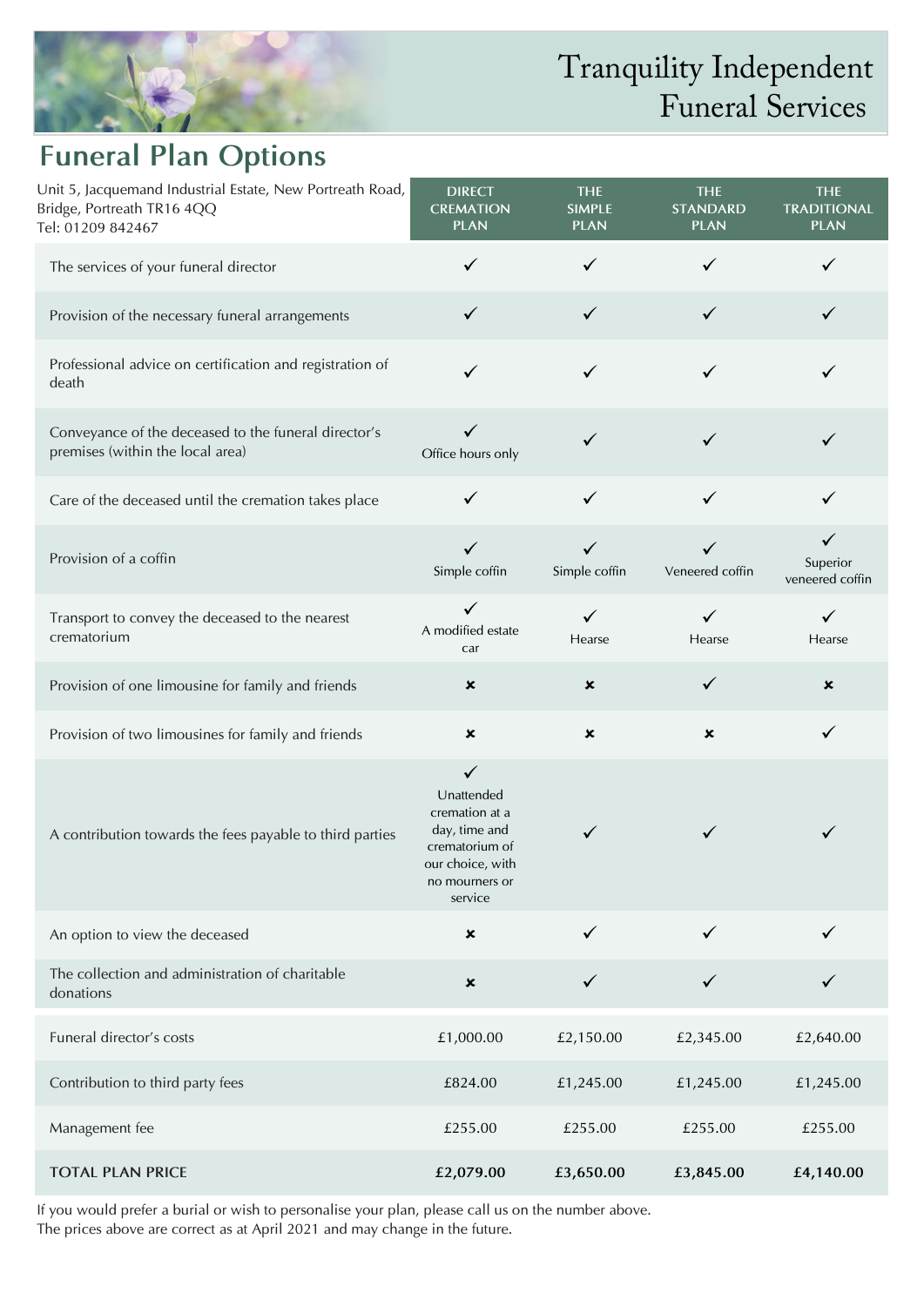# Tranquility Independent Funeral Services

## Funeral Plan Options

Unit 5, Jacquemand Industrial Estate, New Portreath Road, Bridge, Portreath TR16 4QQ
Tel: 01209 842467

| | DIRECT CREMATION PLAN | THE SIMPLE PLAN | THE STANDARD PLAN | THE TRADITIONAL PLAN |
|---|---|---|---|---|
| The services of your funeral director | ✓ | ✓ | ✓ | ✓ |
| Provision of the necessary funeral arrangements | ✓ | ✓ | ✓ | ✓ |
| Professional advice on certification and registration of death | ✓ | ✓ | ✓ | ✓ |
| Conveyance of the deceased to the funeral director's premises (within the local area) | ✓ Office hours only | ✓ | ✓ | ✓ |
| Care of the deceased until the cremation takes place | ✓ | ✓ | ✓ | ✓ |
| Provision of a coffin | ✓ Simple coffin | ✓ Simple coffin | ✓ Veneered coffin | ✓ Superior veneered coffin |
| Transport to convey the deceased to the nearest crematorium | ✓ A modified estate car | ✓ Hearse | ✓ Hearse | ✓ Hearse |
| Provision of one limousine for family and friends | ✗ | ✗ | ✓ | ✗ |
| Provision of two limousines for family and friends | ✗ | ✗ | ✗ | ✓ |
| A contribution towards the fees payable to third parties | ✓ Unattended cremation at a day, time and crematorium of our choice, with no mourners or service | ✓ | ✓ | ✓ |
| An option to view the deceased | ✗ | ✓ | ✓ | ✓ |
| The collection and administration of charitable donations | ✗ | ✓ | ✓ | ✓ |
| Funeral director's costs | £1,000.00 | £2,150.00 | £2,345.00 | £2,640.00 |
| Contribution to third party fees | £824.00 | £1,245.00 | £1,245.00 | £1,245.00 |
| Management fee | £255.00 | £255.00 | £255.00 | £255.00 |
| **TOTAL PLAN PRICE** | **£2,079.00** | **£3,650.00** | **£3,845.00** | **£4,140.00** |

If you would prefer a burial or wish to personalise your plan, please call us on the number above.
The prices above are correct as at April 2021 and may change in the future.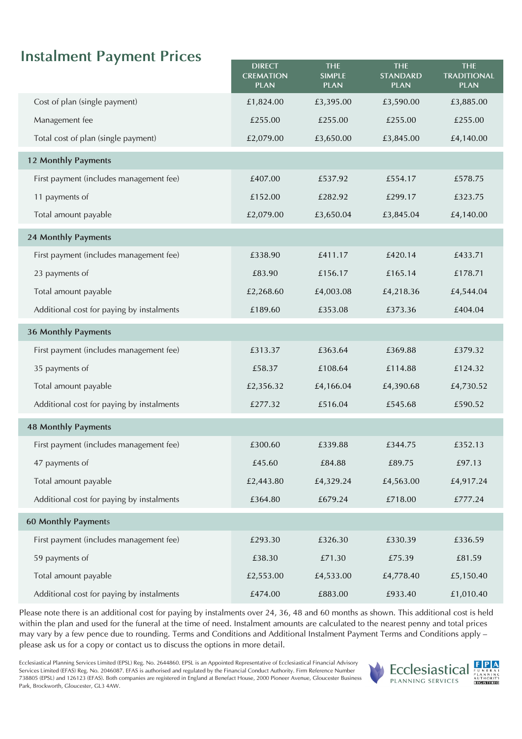# Instalment Payment Prices

| | DIRECT CREMATION PLAN | THE SIMPLE PLAN | THE STANDARD PLAN | THE TRADITIONAL PLAN |
|---|---|---|---|---|
| Cost of plan (single payment) | £1,824.00 | £3,395.00 | £3,590.00 | £3,885.00 |
| Management fee | £255.00 | £255.00 | £255.00 | £255.00 |
| Total cost of plan (single payment) | £2,079.00 | £3,650.00 | £3,845.00 | £4,140.00 |
| **12 Monthly Payments** | | | | |
| First payment (includes management fee) | £407.00 | £537.92 | £554.17 | £578.75 |
| 11 payments of | £152.00 | £282.92 | £299.17 | £323.75 |
| Total amount payable | £2,079.00 | £3,650.04 | £3,845.04 | £4,140.00 |
| **24 Monthly Payments** | | | | |
| First payment (includes management fee) | £338.90 | £411.17 | £420.14 | £433.71 |
| 23 payments of | £83.90 | £156.17 | £165.14 | £178.71 |
| Total amount payable | £2,268.60 | £4,003.08 | £4,218.36 | £4,544.04 |
| Additional cost for paying by instalments | £189.60 | £353.08 | £373.36 | £404.04 |
| **36 Monthly Payments** | | | | |
| First payment (includes management fee) | £313.37 | £363.64 | £369.88 | £379.32 |
| 35 payments of | £58.37 | £108.64 | £114.88 | £124.32 |
| Total amount payable | £2,356.32 | £4,166.04 | £4,390.68 | £4,730.52 |
| Additional cost for paying by instalments | £277.32 | £516.04 | £545.68 | £590.52 |
| **48 Monthly Payments** | | | | |
| First payment (includes management fee) | £300.60 | £339.88 | £344.75 | £352.13 |
| 47 payments of | £45.60 | £84.88 | £89.75 | £97.13 |
| Total amount payable | £2,443.80 | £4,329.24 | £4,563.00 | £4,917.24 |
| Additional cost for paying by instalments | £364.80 | £679.24 | £718.00 | £777.24 |
| **60 Monthly Payments** | | | | |
| First payment (includes management fee) | £293.30 | £326.30 | £330.39 | £336.59 |
| 59 payments of | £38.30 | £71.30 | £75.39 | £81.59 |
| Total amount payable | £2,553.00 | £4,533.00 | £4,778.40 | £5,150.40 |
| Additional cost for paying by instalments | £474.00 | £883.00 | £933.40 | £1,010.40 |

Please note there is an additional cost for paying by instalments over 24, 36, 48 and 60 months as shown. This additional cost is held within the plan and used for the funeral at the time of need. Instalment amounts are calculated to the nearest penny and total prices may vary by a few pence due to rounding. Terms and Conditions and Additional Instalment Payment Terms and Conditions apply – please ask us for a copy or contact us to discuss the options in more detail.

Ecclesiastical Planning Services Limited (EPSL) Reg. No. 2644860. EPSL is an Appointed Representative of Ecclesiastical Financial Advisory Services Limited (EFAS) Reg. No. 2046087. EFAS is authorised and regulated by the Financial Conduct Authority. Firm Reference Number 738805 (EPSL) and 126123 (EFAS). Both companies are registered in England at Benefact House, 2000 Pioneer Avenue, Gloucester Business Park, Brockworth, Gloucester, GL3 4AW.

Ecclesiastical PLANNING SERVICES

FPA FUNERAL PLANNING AUTHORITY REGISTERED